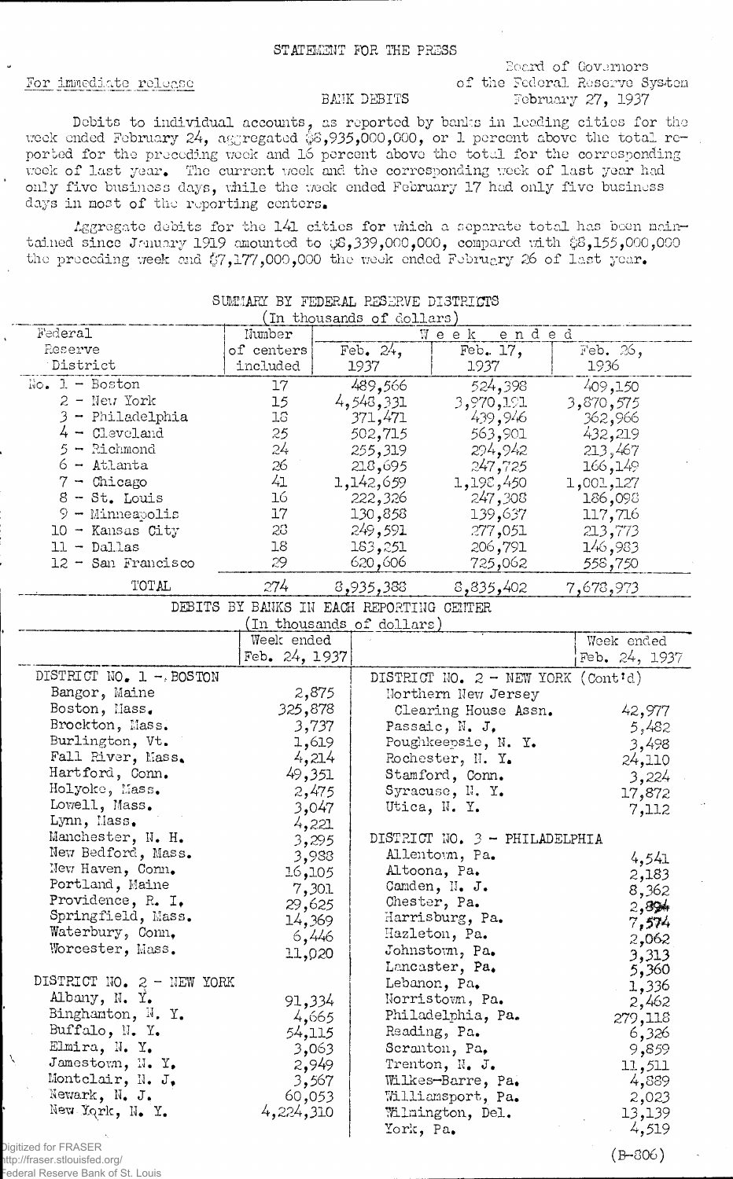STATEMENT FOR THE PRESS

For immediate release

Board of Governors
of the Federal Reserve System
February 27, 1937

BANK DEBITS

Debits to individual accounts, as reported by banks in leading cities for the week ended February 24, aggregated $8,935,000,000, or 1 percent above the total reported for the preceding week and 16 percent above the total for the corresponding week of last year. The current week and the corresponding week of last year had only five business days, while the week ended February 17 had only five business days in most of the reporting centers.

Aggregate debits for the 141 cities for which a separate total has been maintained since January 1919 amounted to $8,339,000,000, compared with $8,155,000,000 the preceding week and $7,177,000,000 the week ended February 26 of last year.

SUMMARY BY FEDERAL RESERVE DISTRICTS
(In thousands of dollars)

| Federal Reserve District | Number of centers included | Week ended Feb. 24, 1937 | Week ended Feb. 17, 1937 | Week ended Feb. 26, 1936 |
|---|---|---|---|---|
| No. 1 - Boston | 17 | 489,566 | 524,398 | 409,150 |
| 2 - New York | 15 | 4,548,331 | 3,970,191 | 3,870,575 |
| 3 - Philadelphia | 18 | 371,471 | 439,946 | 362,966 |
| 4 - Cleveland | 25 | 502,715 | 563,901 | 432,219 |
| 5 - Richmond | 24 | 255,319 | 294,942 | 213,467 |
| 6 - Atlanta | 26 | 218,695 | 247,725 | 166,149 |
| 7 - Chicago | 41 | 1,142,659 | 1,198,450 | 1,001,127 |
| 8 - St. Louis | 16 | 222,326 | 247,308 | 186,098 |
| 9 - Minneapolis | 17 | 130,858 | 139,637 | 117,716 |
| 10 - Kansas City | 28 | 249,591 | 277,051 | 213,773 |
| 11 - Dallas | 18 | 183,251 | 206,791 | 146,983 |
| 12 - San Francisco | 29 | 620,606 | 725,062 | 558,750 |
| TOTAL | 274 | 8,935,388 | 8,835,402 | 7,678,973 |

DEBITS BY BANKS IN EACH REPORTING CENTER
(In thousands of dollars)

| | Week ended Feb. 24, 1937 |
|---|---|
| **DISTRICT NO. 1 - BOSTON** | |
| Bangor, Maine | 2,875 |
| Boston, Mass. | 325,878 |
| Brockton, Mass. | 3,737 |
| Burlington, Vt. | 1,619 |
| Fall River, Mass. | 4,214 |
| Hartford, Conn. | 49,351 |
| Holyoke, Mass. | 2,475 |
| Lowell, Mass. | 3,047 |
| Lynn, Mass. | 4,221 |
| Manchester, N. H. | 3,295 |
| New Bedford, Mass. | 3,988 |
| New Haven, Conn. | 16,105 |
| Portland, Maine | 7,301 |
| Providence, R. I. | 29,625 |
| Springfield, Mass. | 14,369 |
| Waterbury, Conn. | 6,446 |
| Worcester, Mass. | 11,020 |
| **DISTRICT NO. 2 - NEW YORK** | |
| Albany, N. Y. | 91,334 |
| Binghamton, N. Y. | 4,665 |
| Buffalo, N. Y. | 54,115 |
| Elmira, N. Y. | 3,063 |
| Jamestown, N. Y. | 2,949 |
| Montclair, N. J. | 3,567 |
| Newark, N. J. | 60,053 |
| New York, N. Y. | 4,224,310 |
| **DISTRICT NO. 2 - NEW YORK (Cont'd)** | |
| Northern New Jersey Clearing House Assn. | 42,977 |
| Passaic, N. J. | 5,482 |
| Poughkeepsie, N. Y. | 3,498 |
| Rochester, N. Y. | 24,110 |
| Stamford, Conn. | 3,224 |
| Syracuse, N. Y. | 17,872 |
| Utica, N. Y. | 7,112 |
| **DISTRICT NO. 3 - PHILADELPHIA** | |
| Allentown, Pa. | 4,541 |
| Altoona, Pa. | 2,183 |
| Camden, N. J. | 8,362 |
| Chester, Pa. | 2,894 |
| Harrisburg, Pa. | 7,574 |
| Hazleton, Pa. | 2,062 |
| Johnstown, Pa. | 3,313 |
| Lancaster, Pa. | 5,360 |
| Lebanon, Pa. | 1,336 |
| Norristown, Pa. | 2,462 |
| Philadelphia, Pa. | 279,118 |
| Reading, Pa. | 6,326 |
| Scranton, Pa. | 9,859 |
| Trenton, N. J. | 11,511 |
| Wilkes-Barre, Pa. | 4,889 |
| Williamsport, Pa. | 2,023 |
| Wilmington, Del. | 13,139 |
| York, Pa. | 4,519 |

(B-806)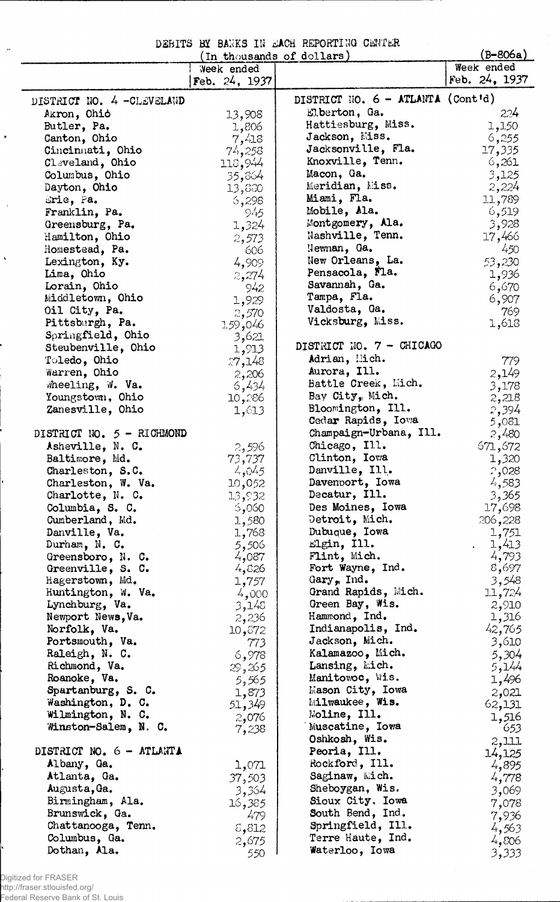DEBITS BY BANKS IN EACH REPORTING CENTER

(In thousands of dollars)

(B-806a)

| | Week ended Feb. 24, 1937 |
|---|---|
| **DISTRICT NO. 4 - CLEVELAND** | |
| Akron, Ohio | 13,908 |
| Butler, Pa. | 1,806 |
| Canton, Ohio | 7,418 |
| Cincinnati, Ohio | 74,258 |
| Cleveland, Ohio | 118,944 |
| Columbus, Ohio | 35,864 |
| Dayton, Ohio | 13,830 |
| Erie, Pa. | 6,298 |
| Franklin, Pa. | 945 |
| Greensburg, Pa. | 1,324 |
| Hamilton, Ohio | 2,573 |
| Homestead, Pa. | 606 |
| Lexington, Ky. | 4,909 |
| Lima, Ohio | 2,274 |
| Lorain, Ohio | 942 |
| Middletown, Ohio | 1,929 |
| Oil City, Pa. | 2,570 |
| Pittsburgh, Pa. | 159,046 |
| Springfield, Ohio | 3,621 |
| Steubenville, Ohio | 1,913 |
| Toledo, Ohio | 27,148 |
| Warren, Ohio | 2,206 |
| Wheeling, W. Va. | 6,434 |
| Youngstown, Ohio | 10,286 |
| Zanesville, Ohio | 1,613 |
| **DISTRICT NO. 5 - RICHMOND** | |
| Asheville, N. C. | 2,596 |
| Baltimore, Md. | 73,737 |
| Charleston, S.C. | 4,045 |
| Charleston, W. Va. | 10,052 |
| Charlotte, N. C. | 13,932 |
| Columbia, S. C. | 5,060 |
| Cumberland, Md. | 1,580 |
| Danville, Va. | 1,768 |
| Durham, N. C. | 5,506 |
| Greensboro, N. C. | 4,087 |
| Greenville, S. C. | 4,826 |
| Hagerstown, Md. | 1,757 |
| Huntington, W. Va. | 4,000 |
| Lynchburg, Va. | 3,148 |
| Newport News, Va. | 2,236 |
| Norfolk, Va. | 10,872 |
| Portsmouth, Va. | 773 |
| Raleigh, N. C. | 6,978 |
| Richmond, Va. | 29,265 |
| Roanoke, Va. | 5,565 |
| Spartanburg, S. C. | 1,873 |
| Washington, D. C. | 51,349 |
| Wilmington, N. C. | 2,076 |
| Winston-Salem, N. C. | 7,238 |
| **DISTRICT NO. 6 - ATLANTA** | |
| Albany, Ga. | 1,071 |
| Atlanta, Ga. | 37,503 |
| Augusta, Ga. | 3,364 |
| Birmingham, Ala. | 16,385 |
| Brunswick, Ga. | 479 |
| Chattanooga, Tenn. | 8,812 |
| Columbus, Ga. | 2,675 |
| Dothan, Ala. | 550 |
| **DISTRICT NO. 6 - ATLANTA (Cont'd)** | |
| Elberton, Ga. | 224 |
| Hattiesburg, Miss. | 1,150 |
| Jackson, Miss. | 6,255 |
| Jacksonville, Fla. | 17,335 |
| Knoxville, Tenn. | 6,261 |
| Macon, Ga. | 3,125 |
| Meridian, Miss. | 2,224 |
| Miami, Fla. | 11,789 |
| Mobile, Ala. | 6,519 |
| Montgomery, Ala. | 3,928 |
| Nashville, Tenn. | 17,466 |
| Newnan, Ga. | 450 |
| New Orleans, La. | 53,230 |
| Pensacola, Fla. | 1,936 |
| Savannah, Ga. | 6,670 |
| Tampa, Fla. | 6,907 |
| Valdosta, Ga. | 769 |
| Vicksburg, Miss. | 1,618 |
| **DISTRICT NO. 7 - CHICAGO** | |
| Adrian, Mich. | 779 |
| Aurora, Ill. | 2,149 |
| Battle Creek, Mich. | 3,178 |
| Bay City, Mich. | 2,218 |
| Bloomington, Ill. | 2,394 |
| Cedar Rapids, Iowa | 5,081 |
| Champaign-Urbana, Ill. | 2,480 |
| Chicago, Ill. | 671,672 |
| Clinton, Iowa | 1,320 |
| Danville, Ill. | 2,028 |
| Davenport, Iowa | 4,583 |
| Decatur, Ill. | 3,365 |
| Des Moines, Iowa | 17,698 |
| Detroit, Mich. | 206,228 |
| Dubuque, Iowa | 1,751 |
| Elgin, Ill. | 1,413 |
| Flint, Mich. | 4,793 |
| Fort Wayne, Ind. | 8,697 |
| Gary, Ind. | 3,548 |
| Grand Rapids, Mich. | 11,724 |
| Green Bay, Wis. | 2,910 |
| Hammond, Ind. | 1,316 |
| Indianapolis, Ind. | 42,765 |
| Jackson, Mich. | 3,610 |
| Kalamazoo, Mich. | 5,304 |
| Lansing, Mich. | 5,144 |
| Manitowoc, Wis. | 1,496 |
| Mason City, Iowa | 2,021 |
| Milwaukee, Wis. | 62,131 |
| Moline, Ill. | 1,516 |
| Muscatine, Iowa | 653 |
| Oshkosh, Wis. | 2,111 |
| Peoria, Ill. | 14,125 |
| Rockford, Ill. | 4,895 |
| Saginaw, Mich. | 4,778 |
| Sheboygan, Wis. | 3,069 |
| Sioux City, Iowa | 7,078 |
| South Bend, Ind. | 7,936 |
| Springfield, Ill. | 4,563 |
| Terre Haute, Ind. | 4,806 |
| Waterloo, Iowa | 3,333 |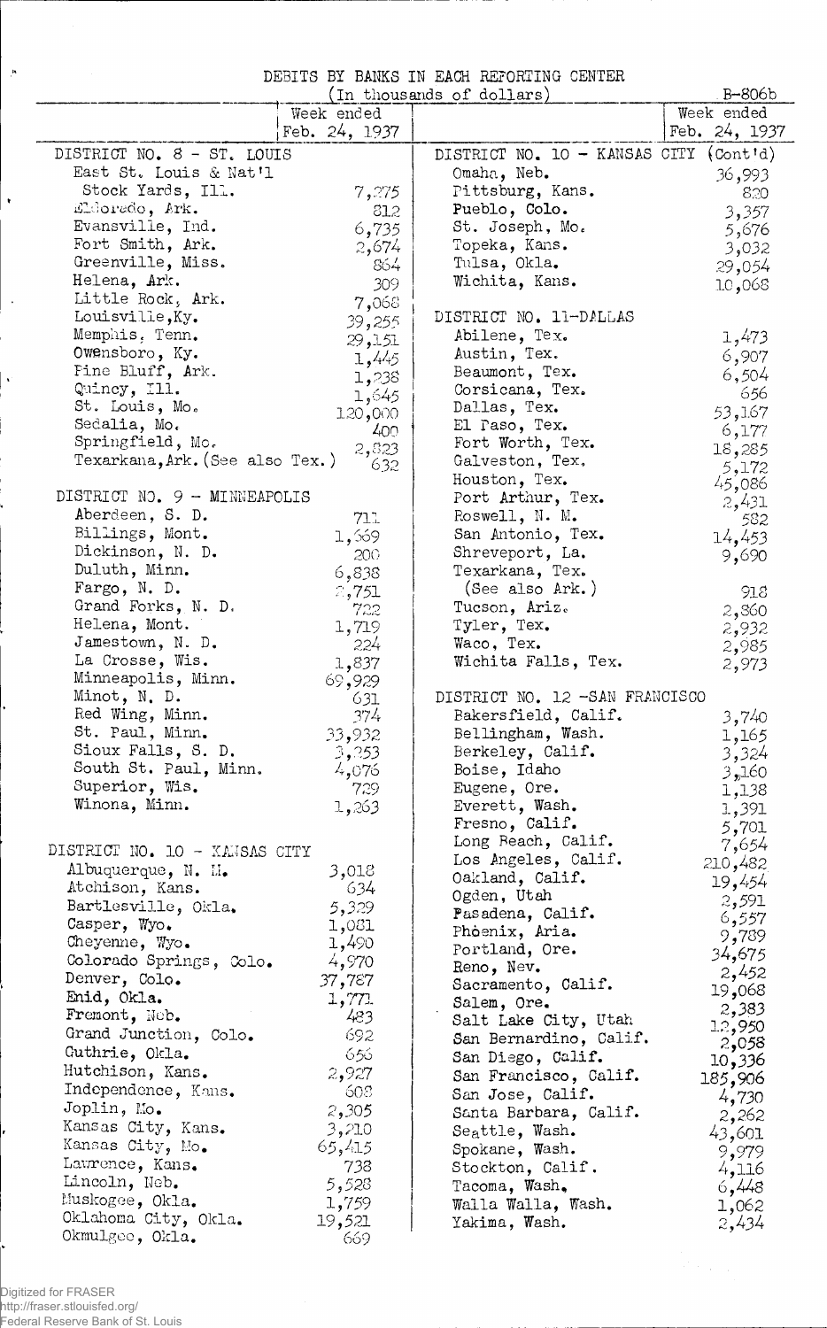DEBITS BY BANKS IN EACH REPORTING CENTER

(In thousands of dollars)

B-806b

| | Week ended Feb. 24, 1937 |
|---|---|
| **DISTRICT NO. 8 - ST. LOUIS** | |
| East St. Louis & Nat'l Stock Yards, Ill. | 7,275 |
| Eldorado, Ark. | 812 |
| Evansville, Ind. | 6,735 |
| Fort Smith, Ark. | 2,674 |
| Greenville, Miss. | 864 |
| Helena, Ark. | 309 |
| Little Rock, Ark. | 7,068 |
| Louisville, Ky. | 39,255 |
| Memphis, Tenn. | 29,151 |
| Owensboro, Ky. | 1,445 |
| Pine Bluff, Ark. | 1,238 |
| Quincy, Ill. | 1,645 |
| St. Louis, Mo. | 120,000 |
| Sedalia, Mo. | 400 |
| Springfield, Mo. | 2,823 |
| Texarkana, Ark. (See also Tex.) | 632 |
| **DISTRICT NO. 9 - MINNEAPOLIS** | |
| Aberdeen, S. D. | 711 |
| Billings, Mont. | 1,569 |
| Dickinson, N. D. | 200 |
| Duluth, Minn. | 6,838 |
| Fargo, N. D. | 2,751 |
| Grand Forks, N. D. | 722 |
| Helena, Mont. | 1,719 |
| Jamestown, N. D. | 224 |
| La Crosse, Wis. | 1,837 |
| Minneapolis, Minn. | 69,929 |
| Minot, N. D. | 631 |
| Red Wing, Minn. | 374 |
| St. Paul, Minn. | 33,932 |
| Sioux Falls, S. D. | 3,253 |
| South St. Paul, Minn. | 4,076 |
| Superior, Wis. | 729 |
| Winona, Minn. | 1,263 |
| **DISTRICT NO. 10 - KANSAS CITY** | |
| Albuquerque, N. M. | 3,018 |
| Atchison, Kans. | 634 |
| Bartlesville, Okla. | 5,329 |
| Casper, Wyo. | 1,081 |
| Cheyenne, Wyo. | 1,490 |
| Colorado Springs, Colo. | 4,970 |
| Denver, Colo. | 37,787 |
| Enid, Okla. | 1,771 |
| Fremont, Neb. | 483 |
| Grand Junction, Colo. | 692 |
| Guthrie, Okla. | 656 |
| Hutchison, Kans. | 2,927 |
| Independence, Kans. | 608 |
| Joplin, Mo. | 2,305 |
| Kansas City, Kans. | 3,210 |
| Kansas City, Mo. | 65,415 |
| Lawrence, Kans. | 738 |
| Lincoln, Neb. | 5,528 |
| Muskogee, Okla. | 1,759 |
| Oklahoma City, Okla. | 19,521 |
| Okmulgee, Okla. | 669 |

| | Week ended Feb. 24, 1937 |
|---|---|
| **DISTRICT NO. 10 - KANSAS CITY (Cont'd)** | |
| Omaha, Neb. | 36,993 |
| Pittsburg, Kans. | 820 |
| Pueblo, Colo. | 3,357 |
| St. Joseph, Mo. | 5,676 |
| Topeka, Kans. | 3,032 |
| Tulsa, Okla. | 29,054 |
| Wichita, Kans. | 10,068 |
| **DISTRICT NO. 11-DALLAS** | |
| Abilene, Tex. | 1,473 |
| Austin, Tex. | 6,907 |
| Beaumont, Tex. | 6,504 |
| Corsicana, Tex. | 656 |
| Dallas, Tex. | 53,167 |
| El Paso, Tex. | 6,177 |
| Fort Worth, Tex. | 18,285 |
| Galveston, Tex. | 5,172 |
| Houston, Tex. | 45,086 |
| Port Arthur, Tex. | 2,431 |
| Roswell, N. M. | 582 |
| San Antonio, Tex. | 14,453 |
| Shreveport, La. | 9,690 |
| Texarkana, Tex. (See also Ark.) | 918 |
| Tucson, Ariz. | 2,860 |
| Tyler, Tex. | 2,932 |
| Waco, Tex. | 2,985 |
| Wichita Falls, Tex. | 2,973 |
| **DISTRICT NO. 12 -SAN FRANCISCO** | |
| Bakersfield, Calif. | 3,740 |
| Bellingham, Wash. | 1,165 |
| Berkeley, Calif. | 3,324 |
| Boise, Idaho | 3,160 |
| Eugene, Ore. | 1,138 |
| Everett, Wash. | 1,391 |
| Fresno, Calif. | 5,701 |
| Long Beach, Calif. | 7,654 |
| Los Angeles, Calif. | 210,482 |
| Oakland, Calif. | 19,454 |
| Ogden, Utah | 2,591 |
| Pasadena, Calif. | 6,557 |
| Phoenix, Aria. | 9,789 |
| Portland, Ore. | 34,675 |
| Reno, Nev. | 2,452 |
| Sacramento, Calif. | 19,068 |
| Salem, Ore. | 2,383 |
| Salt Lake City, Utah | 12,950 |
| San Bernardino, Calif. | 2,058 |
| San Diego, Calif. | 10,336 |
| San Francisco, Calif. | 185,906 |
| San Jose, Calif. | 4,730 |
| Santa Barbara, Calif. | 2,262 |
| Seattle, Wash. | 43,601 |
| Spokane, Wash. | 9,979 |
| Stockton, Calif. | 4,116 |
| Tacoma, Wash. | 6,448 |
| Walla Walla, Wash. | 1,062 |
| Yakima, Wash. | 2,434 |